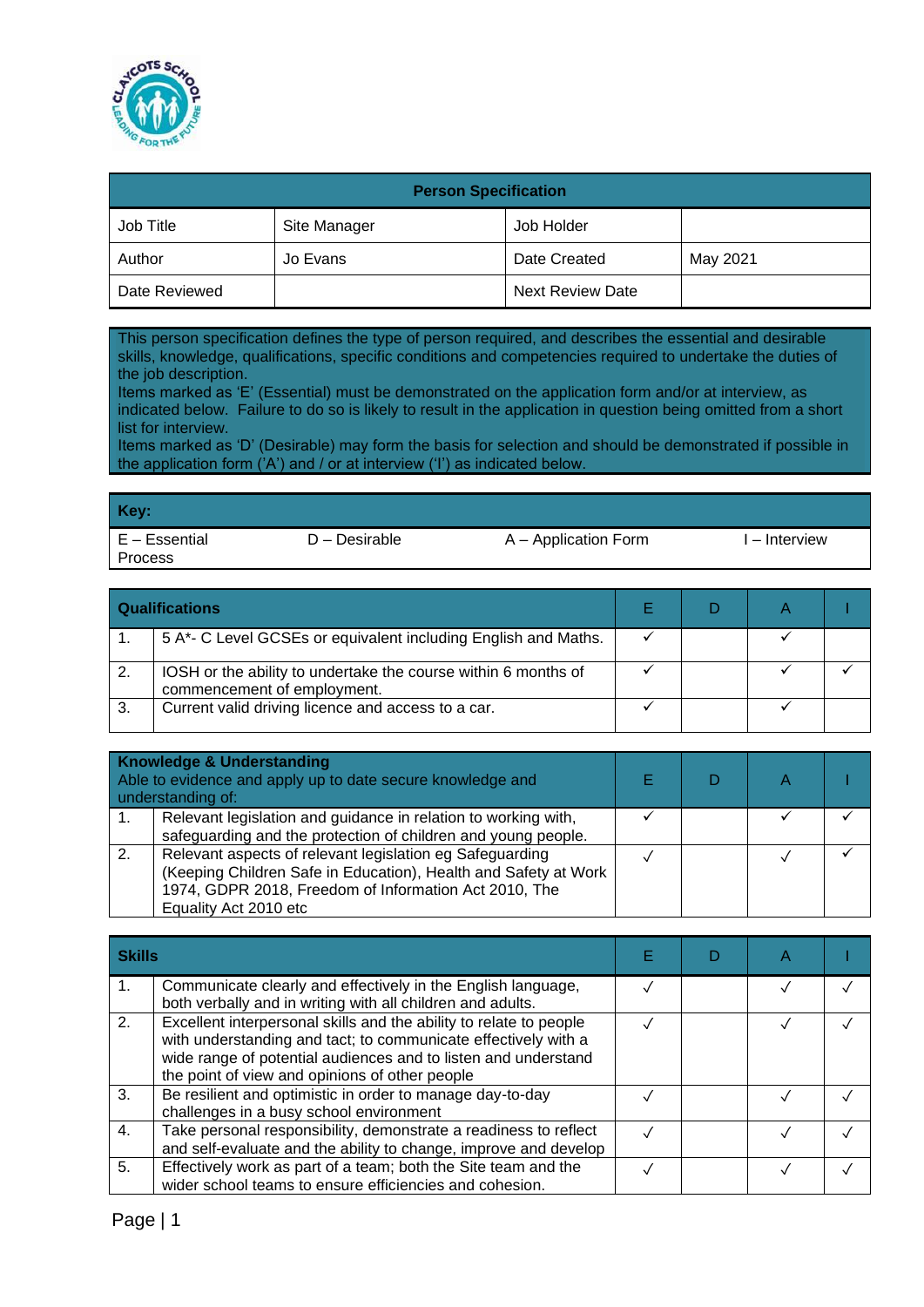| Person Specification | | | |
|---|---|---|---|
| Job Title | Site Manager | Job Holder | |
| Author | Jo Evans | Date Created | May 2021 |
| Date Reviewed | | Next Review Date | |

This person specification defines the type of person required, and describes the essential and desirable skills, knowledge, qualifications, specific conditions and competencies required to undertake the duties of the job description.
Items marked as 'E' (Essential) must be demonstrated on the application form and/or at interview, as indicated below. Failure to do so is likely to result in the application in question being omitted from a short list for interview.
Items marked as 'D' (Desirable) may form the basis for selection and should be demonstrated if possible in the application form ('A') and / or at interview ('I') as indicated below.

| Key: | | | |
|---|---|---|---|
| E – Essential Process | D – Desirable | A – Application Form | I – Interview |

| | Qualifications | E | D | A | I |
|---|---|---|---|---|---|
| 1. | 5 A*- C Level GCSEs or equivalent including English and Maths. | ✓ | | ✓ | |
| 2. | IOSH or the ability to undertake the course within 6 months of commencement of employment. | ✓ | | ✓ | ✓ |
| 3. | Current valid driving licence and access to a car. | ✓ | | ✓ | |

| | Knowledge & Understanding<br>Able to evidence and apply up to date secure knowledge and understanding of: | E | D | A | I |
|---|---|---|---|---|---|
| 1. | Relevant legislation and guidance in relation to working with, safeguarding and the protection of children and young people. | ✓ | | ✓ | ✓ |
| 2. | Relevant aspects of relevant legislation eg Safeguarding (Keeping Children Safe in Education), Health and Safety at Work 1974, GDPR 2018, Freedom of Information Act 2010, The Equality Act 2010 etc | ✓ | | ✓ | ✓ |

| | Skills | E | D | A | I |
|---|---|---|---|---|---|
| 1. | Communicate clearly and effectively in the English language, both verbally and in writing with all children and adults. | ✓ | | ✓ | ✓ |
| 2. | Excellent interpersonal skills and the ability to relate to people with understanding and tact; to communicate effectively with a wide range of potential audiences and to listen and understand the point of view and opinions of other people | ✓ | | ✓ | ✓ |
| 3. | Be resilient and optimistic in order to manage day-to-day challenges in a busy school environment | ✓ | | ✓ | ✓ |
| 4. | Take personal responsibility, demonstrate a readiness to reflect and self-evaluate and the ability to change, improve and develop | ✓ | | ✓ | ✓ |
| 5. | Effectively work as part of a team; both the Site team and the wider school teams to ensure efficiencies and cohesion. | ✓ | | ✓ | ✓ |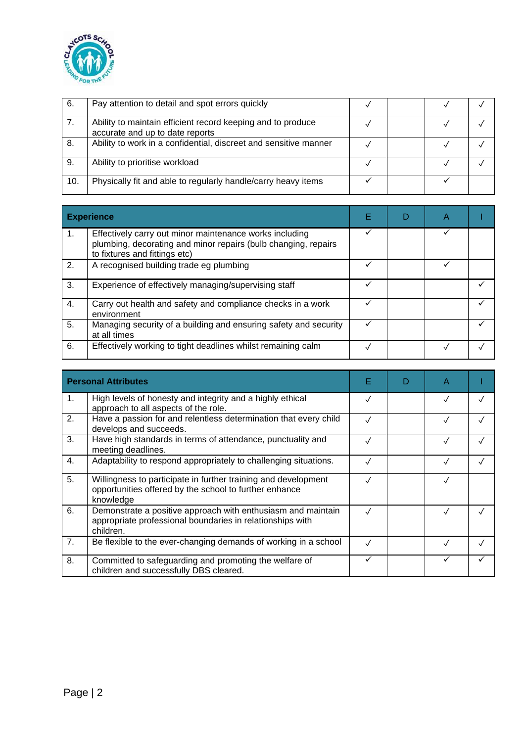| | | E | D | A | I |
|---|---|---|---|---|---|
| 6. | Pay attention to detail and spot errors quickly | ✓ | | ✓ | ✓ |
| 7. | Ability to maintain efficient record keeping and to produce accurate and up to date reports | ✓ | | ✓ | ✓ |
| 8. | Ability to work in a confidential, discreet and sensitive manner | ✓ | | ✓ | ✓ |
| 9. | Ability to prioritise workload | ✓ | | ✓ | ✓ |
| 10. | Physically fit and able to regularly handle/carry heavy items | ✓ | | ✓ | |

| **Experience** | | E | D | A | I |
|---|---|---|---|---|---|
| 1. | Effectively carry out minor maintenance works including plumbing, decorating and minor repairs (bulb changing, repairs to fixtures and fittings etc) | ✓ | | ✓ | |
| 2. | A recognised building trade eg plumbing | ✓ | | ✓ | |
| 3. | Experience of effectively managing/supervising staff | ✓ | | | ✓ |
| 4. | Carry out health and safety and compliance checks in a work environment | ✓ | | | ✓ |
| 5. | Managing security of a building and ensuring safety and security at all times | ✓ | | | ✓ |
| 6. | Effectively working to tight deadlines whilst remaining calm | ✓ | | ✓ | ✓ |

| **Personal Attributes** | | E | D | A | I |
|---|---|---|---|---|---|
| 1. | High levels of honesty and integrity and a highly ethical approach to all aspects of the role. | ✓ | | ✓ | ✓ |
| 2. | Have a passion for and relentless determination that every child develops and succeeds. | ✓ | | ✓ | ✓ |
| 3. | Have high standards in terms of attendance, punctuality and meeting deadlines. | ✓ | | ✓ | ✓ |
| 4. | Adaptability to respond appropriately to challenging situations. | ✓ | | ✓ | ✓ |
| 5. | Willingness to participate in further training and development opportunities offered by the school to further enhance knowledge | ✓ | | ✓ | |
| 6. | Demonstrate a positive approach with enthusiasm and maintain appropriate professional boundaries in relationships with children. | ✓ | | ✓ | ✓ |
| 7. | Be flexible to the ever-changing demands of working in a school | ✓ | | ✓ | ✓ |
| 8. | Committed to safeguarding and promoting the welfare of children and successfully DBS cleared. | ✓ | | ✓ | ✓ |